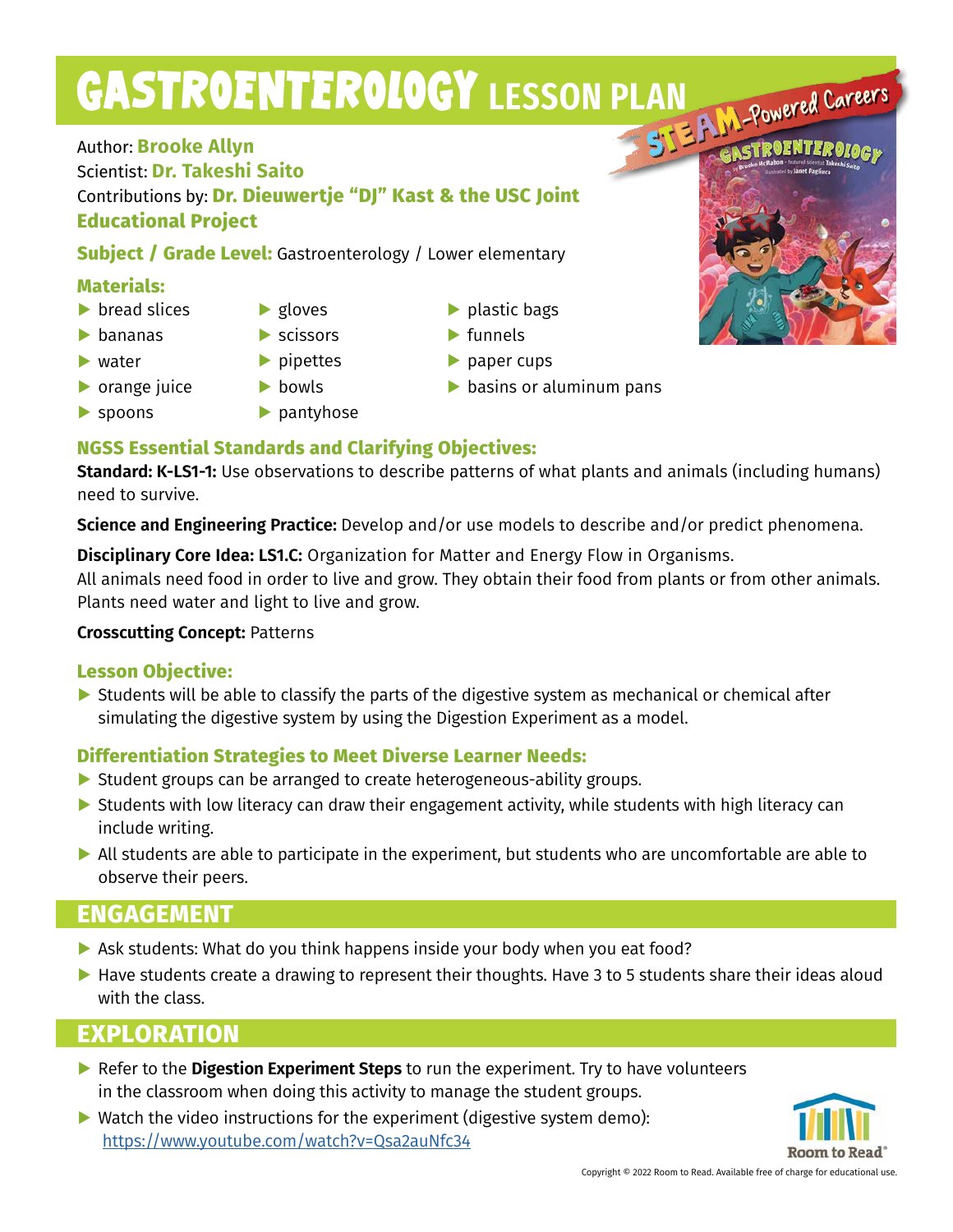# GASTROENTEROLOGY LESSON PLAN

Author: **Brooke Allyn**
Scientist: **Dr. Takeshi Saito**
Contributions by: **Dr. Dieuwertje "DJ" Kast & the USC Joint Educational Project**

**Subject / Grade Level:** Gastroenterology / Lower elementary

**Materials:**

- bread slices
- bananas
- water
- orange juice
- spoons
- gloves
- scissors
- pipettes
- bowls
- pantyhose
- plastic bags
- funnels
- paper cups
- basins or aluminum pans

### NGSS Essential Standards and Clarifying Objectives:

**Standard: K-LS1-1:** Use observations to describe patterns of what plants and animals (including humans) need to survive.

**Science and Engineering Practice:** Develop and/or use models to describe and/or predict phenomena.

**Disciplinary Core Idea: LS1.C:** Organization for Matter and Energy Flow in Organisms.
All animals need food in order to live and grow. They obtain their food from plants or from other animals. Plants need water and light to live and grow.

**Crosscutting Concept:** Patterns

### Lesson Objective:

- Students will be able to classify the parts of the digestive system as mechanical or chemical after simulating the digestive system by using the Digestion Experiment as a model.

### Differentiation Strategies to Meet Diverse Learner Needs:

- Student groups can be arranged to create heterogeneous-ability groups.
- Students with low literacy can draw their engagement activity, while students with high literacy can include writing.
- All students are able to participate in the experiment, but students who are uncomfortable are able to observe their peers.

## ENGAGEMENT

- Ask students: What do you think happens inside your body when you eat food?
- Have students create a drawing to represent their thoughts. Have 3 to 5 students share their ideas aloud with the class.

## EXPLORATION

- Refer to the **Digestion Experiment Steps** to run the experiment. Try to have volunteers in the classroom when doing this activity to manage the student groups.
- Watch the video instructions for the experiment (digestive system demo): https://www.youtube.com/watch?v=Qsa2auNfc34

Copyright © 2022 Room to Read. Available free of charge for educational use.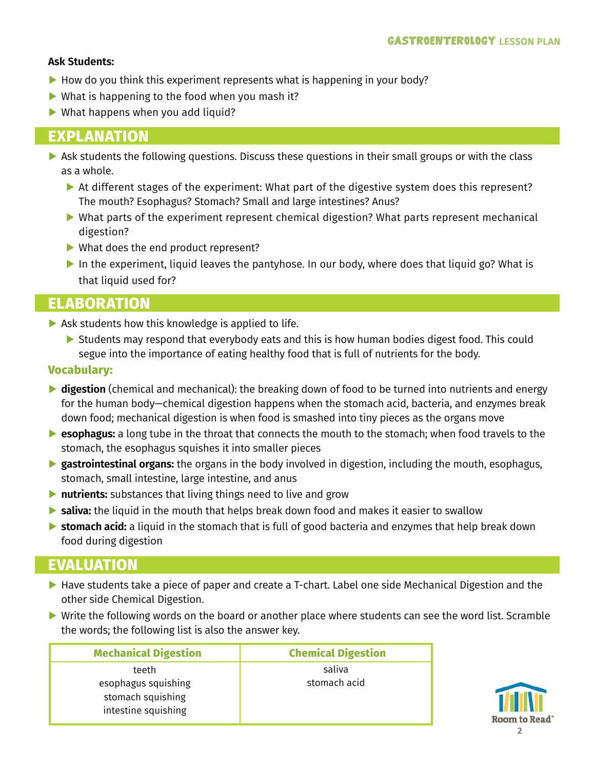**Ask Students:**

- How do you think this experiment represents what is happening in your body?
- What is happening to the food when you mash it?
- What happens when you add liquid?

## EXPLANATION

- Ask students the following questions. Discuss these questions in their small groups or with the class as a whole.
  - At different stages of the experiment: What part of the digestive system does this represent? The mouth? Esophagus? Stomach? Small and large intestines? Anus?
  - What parts of the experiment represent chemical digestion? What parts represent mechanical digestion?
  - What does the end product represent?
  - In the experiment, liquid leaves the pantyhose. In our body, where does that liquid go? What is that liquid used for?

## ELABORATION

- Ask students how this knowledge is applied to life.
  - Students may respond that everybody eats and this is how human bodies digest food. This could segue into the importance of eating healthy food that is full of nutrients for the body.

### Vocabulary:

- **digestion** (chemical and mechanical): the breaking down of food to be turned into nutrients and energy for the human body—chemical digestion happens when the stomach acid, bacteria, and enzymes break down food; mechanical digestion is when food is smashed into tiny pieces as the organs move
- **esophagus:** a long tube in the throat that connects the mouth to the stomach; when food travels to the stomach, the esophagus squishes it into smaller pieces
- **gastrointestinal organs:** the organs in the body involved in digestion, including the mouth, esophagus, stomach, small intestine, large intestine, and anus
- **nutrients:** substances that living things need to live and grow
- **saliva:** the liquid in the mouth that helps break down food and makes it easier to swallow
- **stomach acid:** a liquid in the stomach that is full of good bacteria and enzymes that help break down food during digestion

## EVALUATION

- Have students take a piece of paper and create a T-chart. Label one side Mechanical Digestion and the other side Chemical Digestion.
- Write the following words on the board or another place where students can see the word list. Scramble the words; the following list is also the answer key.

| Mechanical Digestion | Chemical Digestion |
|---|---|
| teeth | saliva |
| esophagus squishing | stomach acid |
| stomach squishing | |
| intestine squishing | |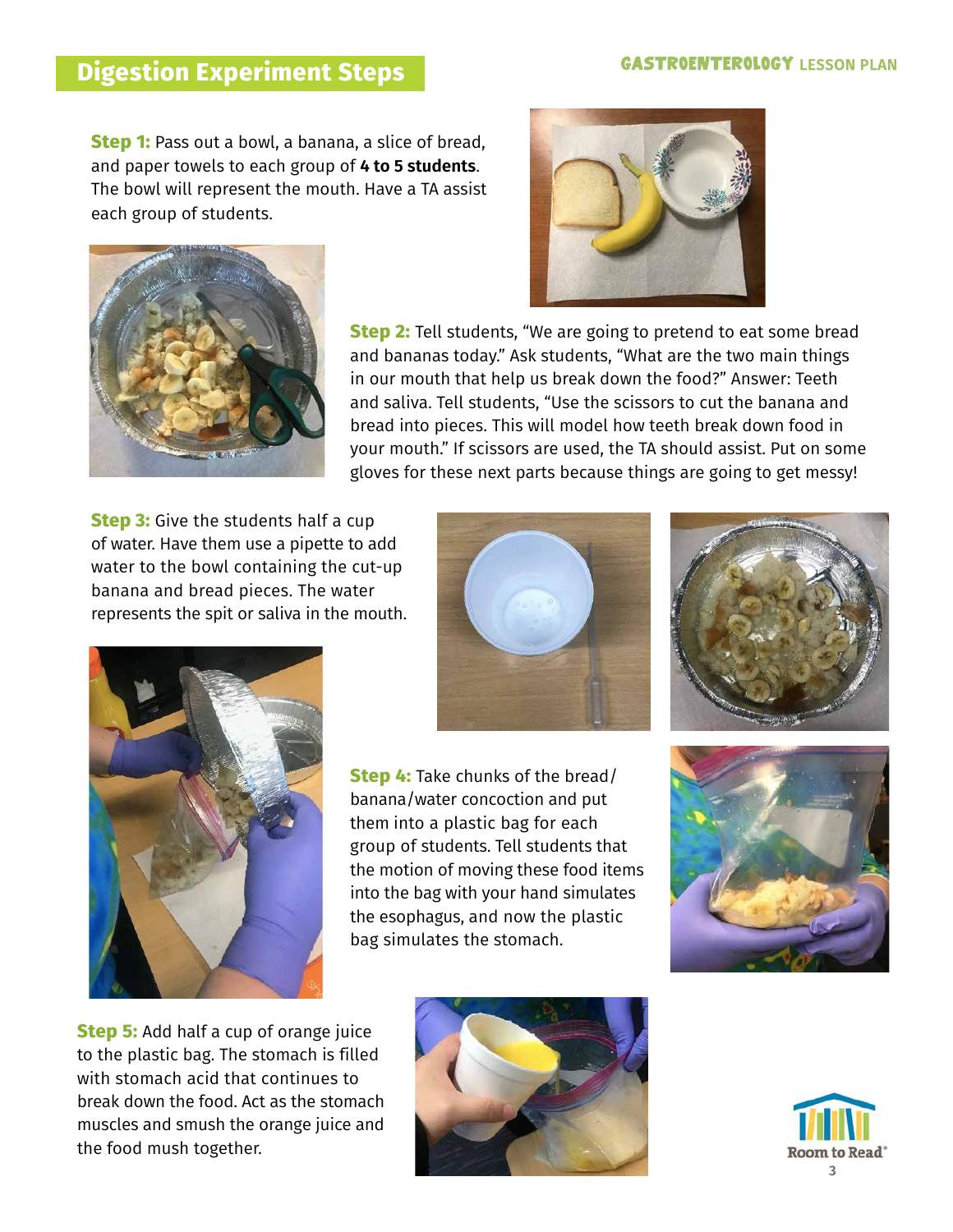## Digestion Experiment Steps

**Step 1:** Pass out a bowl, a banana, a slice of bread, and paper towels to each group of **4 to 5 students**. The bowl will represent the mouth. Have a TA assist each group of students.

**Step 2:** Tell students, "We are going to pretend to eat some bread and bananas today." Ask students, "What are the two main things in our mouth that help us break down the food?" Answer: Teeth and saliva. Tell students, "Use the scissors to cut the banana and bread into pieces. This will model how teeth break down food in your mouth." If scissors are used, the TA should assist. Put on some gloves for these next parts because things are going to get messy!

**Step 3:** Give the students half a cup of water. Have them use a pipette to add water to the bowl containing the cut-up banana and bread pieces. The water represents the spit or saliva in the mouth.

**Step 4:** Take chunks of the bread/banana/water concoction and put them into a plastic bag for each group of students. Tell students that the motion of moving these food items into the bag with your hand simulates the esophagus, and now the plastic bag simulates the stomach.

**Step 5:** Add half a cup of orange juice to the plastic bag. The stomach is filled with stomach acid that continues to break down the food. Act as the stomach muscles and smush the orange juice and the food mush together.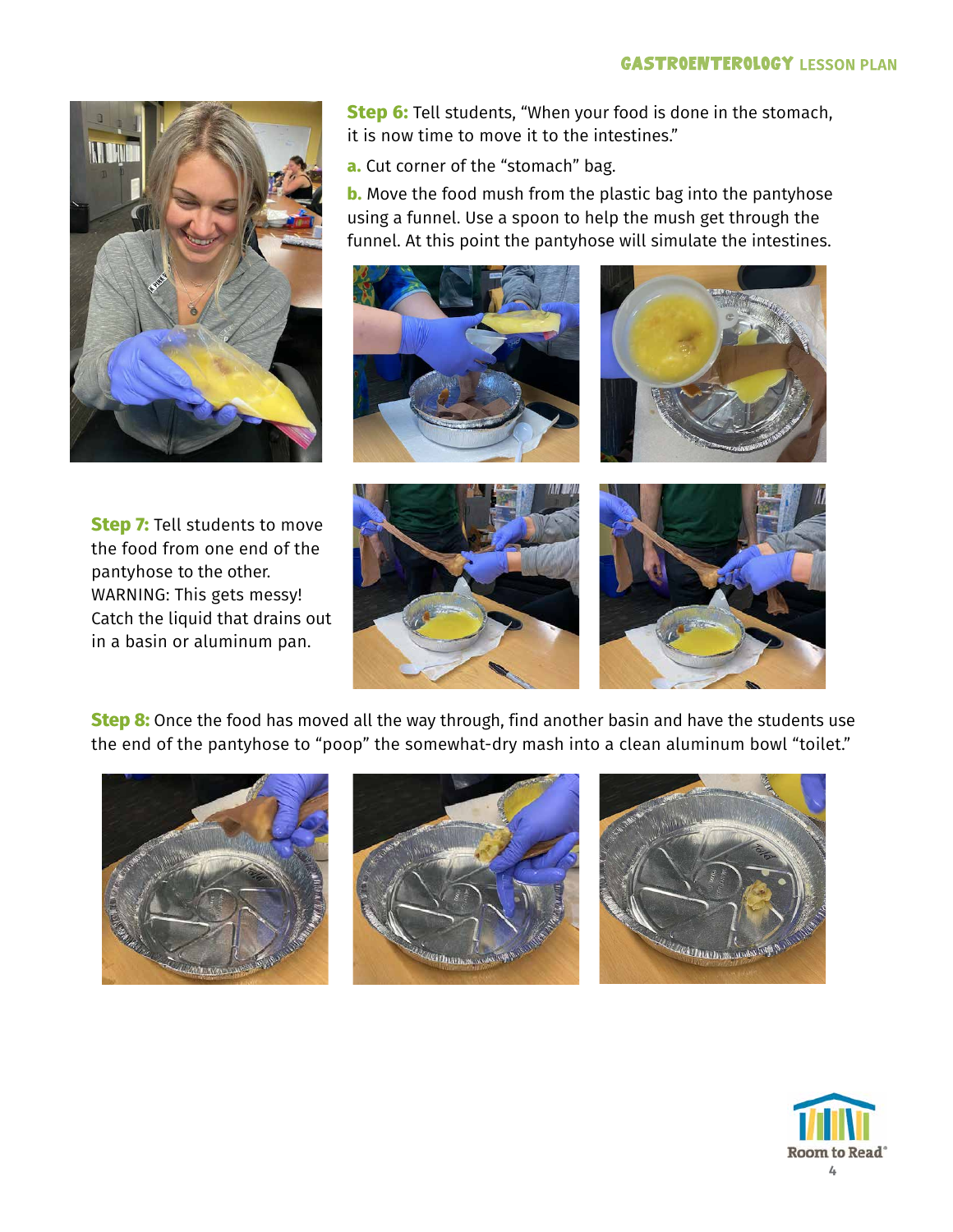**Step 6:** Tell students, "When your food is done in the stomach, it is now time to move it to the intestines."

**a.** Cut corner of the "stomach" bag.

**b.** Move the food mush from the plastic bag into the pantyhose using a funnel. Use a spoon to help the mush get through the funnel. At this point the pantyhose will simulate the intestines.

**Step 7:** Tell students to move the food from one end of the pantyhose to the other. WARNING: This gets messy! Catch the liquid that drains out in a basin or aluminum pan.

**Step 8:** Once the food has moved all the way through, find another basin and have the students use the end of the pantyhose to "poop" the somewhat-dry mash into a clean aluminum bowl "toilet."